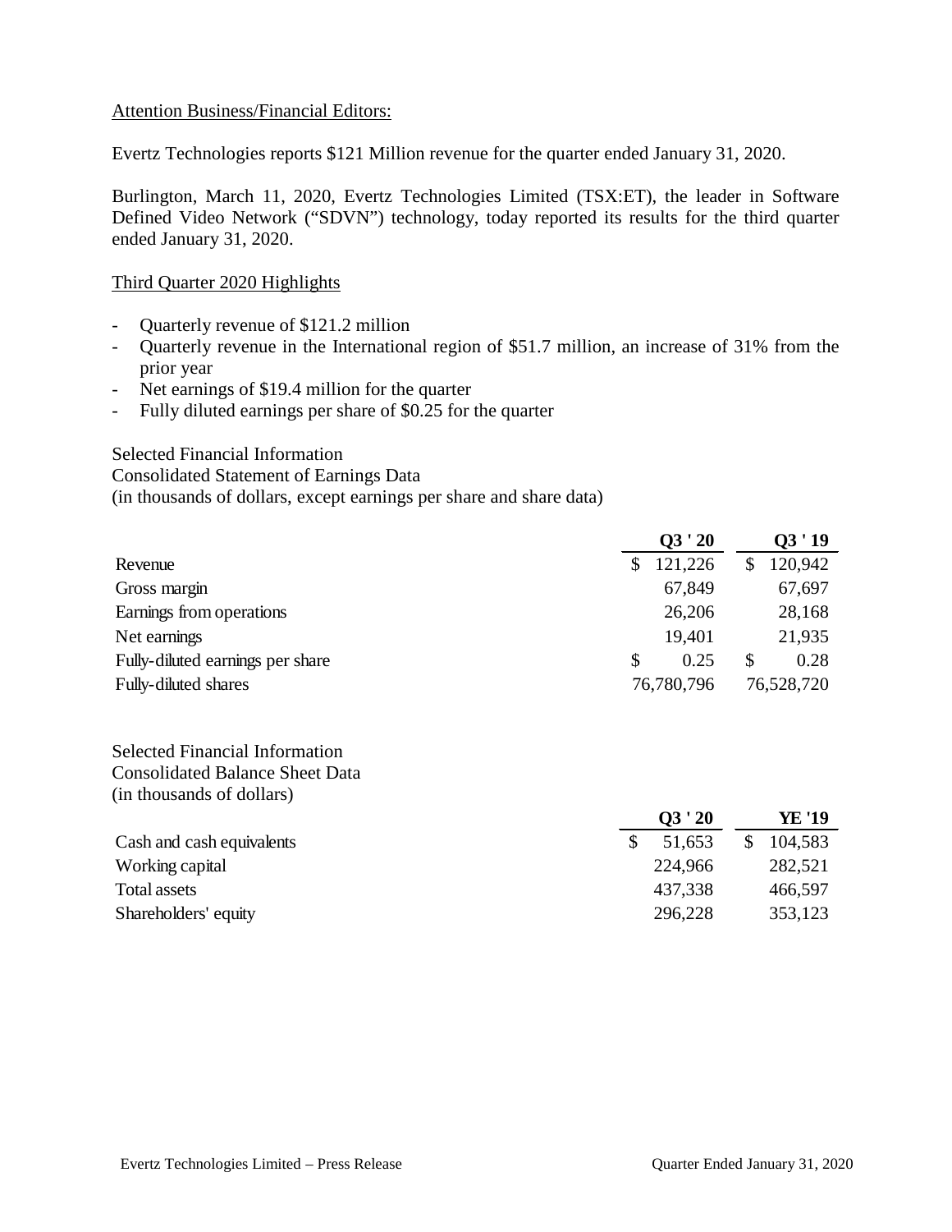Attention Business/Financial Editors:

Evertz Technologies reports $121 Million revenue for the quarter ended January 31, 2020.

Burlington, March 11, 2020, Evertz Technologies Limited (TSX:ET), the leader in Software Defined Video Network ("SDVN") technology, today reported its results for the third quarter ended January 31, 2020.

Third Quarter 2020 Highlights

- Quarterly revenue of $121.2 million
- Quarterly revenue in the International region of $51.7 million, an increase of 31% from the prior year
- Net earnings of $19.4 million for the quarter
- Fully diluted earnings per share of $0.25 for the quarter

Selected Financial Information
Consolidated Statement of Earnings Data
(in thousands of dollars, except earnings per share and share data)

| | Q3 ' 20 | Q3 ' 19 |
|---|---|---|
| Revenue | $ 121,226 | $ 120,942 |
| Gross margin | 67,849 | 67,697 |
| Earnings from operations | 26,206 | 28,168 |
| Net earnings | 19,401 | 21,935 |
| Fully-diluted earnings per share | $ 0.25 | $ 0.28 |
| Fully-diluted shares | 76,780,796 | 76,528,720 |

Selected Financial Information
Consolidated Balance Sheet Data
(in thousands of dollars)

| | Q3 ' 20 | YE '19 |
|---|---|---|
| Cash and cash equivalents | $ 51,653 | $ 104,583 |
| Working capital | 224,966 | 282,521 |
| Total assets | 437,338 | 466,597 |
| Shareholders' equity | 296,228 | 353,123 |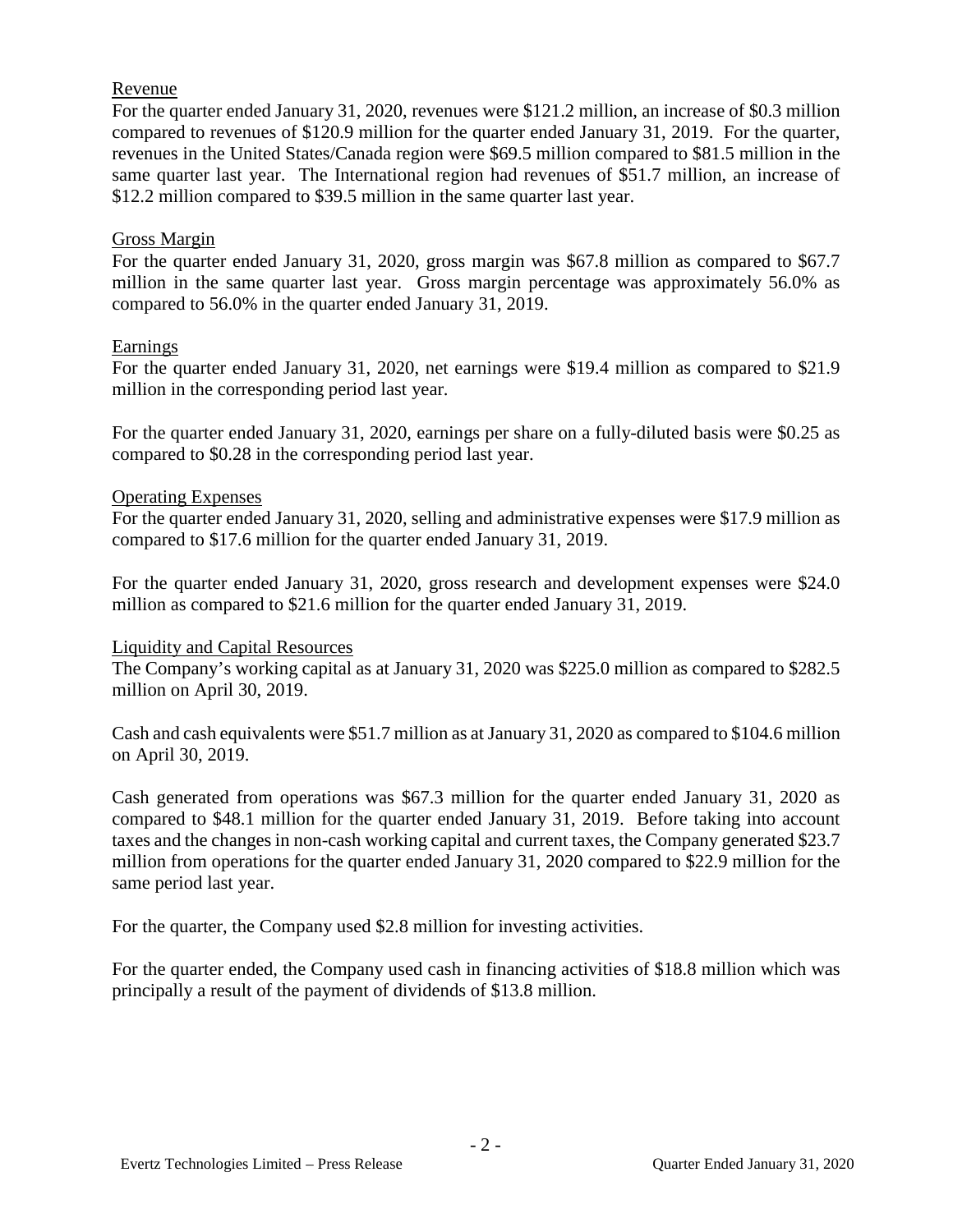## Revenue

For the quarter ended January 31, 2020, revenues were $121.2 million, an increase of $0.3 million compared to revenues of $120.9 million for the quarter ended January 31, 2019. For the quarter, revenues in the United States/Canada region were $69.5 million compared to $81.5 million in the same quarter last year. The International region had revenues of $51.7 million, an increase of $12.2 million compared to $39.5 million in the same quarter last year.

## Gross Margin

For the quarter ended January 31, 2020, gross margin was $67.8 million as compared to $67.7 million in the same quarter last year. Gross margin percentage was approximately 56.0% as compared to 56.0% in the quarter ended January 31, 2019.

## Earnings

For the quarter ended January 31, 2020, net earnings were $19.4 million as compared to $21.9 million in the corresponding period last year.

For the quarter ended January 31, 2020, earnings per share on a fully-diluted basis were $0.25 as compared to $0.28 in the corresponding period last year.

## Operating Expenses

For the quarter ended January 31, 2020, selling and administrative expenses were $17.9 million as compared to $17.6 million for the quarter ended January 31, 2019.

For the quarter ended January 31, 2020, gross research and development expenses were $24.0 million as compared to $21.6 million for the quarter ended January 31, 2019.

## Liquidity and Capital Resources

The Company's working capital as at January 31, 2020 was $225.0 million as compared to $282.5 million on April 30, 2019.

Cash and cash equivalents were $51.7 million as at January 31, 2020 as compared to $104.6 million on April 30, 2019.

Cash generated from operations was $67.3 million for the quarter ended January 31, 2020 as compared to $48.1 million for the quarter ended January 31, 2019. Before taking into account taxes and the changes in non-cash working capital and current taxes, the Company generated $23.7 million from operations for the quarter ended January 31, 2020 compared to $22.9 million for the same period last year.

For the quarter, the Company used $2.8 million for investing activities.

For the quarter ended, the Company used cash in financing activities of $18.8 million which was principally a result of the payment of dividends of $13.8 million.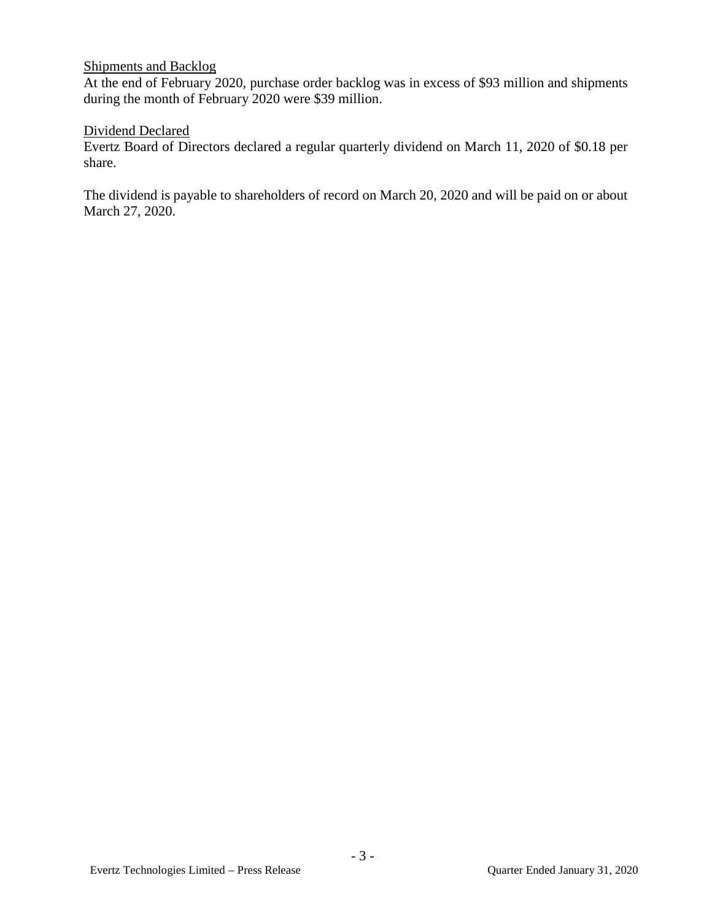<u>Shipments and Backlog</u>

At the end of February 2020, purchase order backlog was in excess of $93 million and shipments during the month of February 2020 were $39 million.

<u>Dividend Declared</u>

Evertz Board of Directors declared a regular quarterly dividend on March 11, 2020 of $0.18 per share.

The dividend is payable to shareholders of record on March 20, 2020 and will be paid on or about March 27, 2020.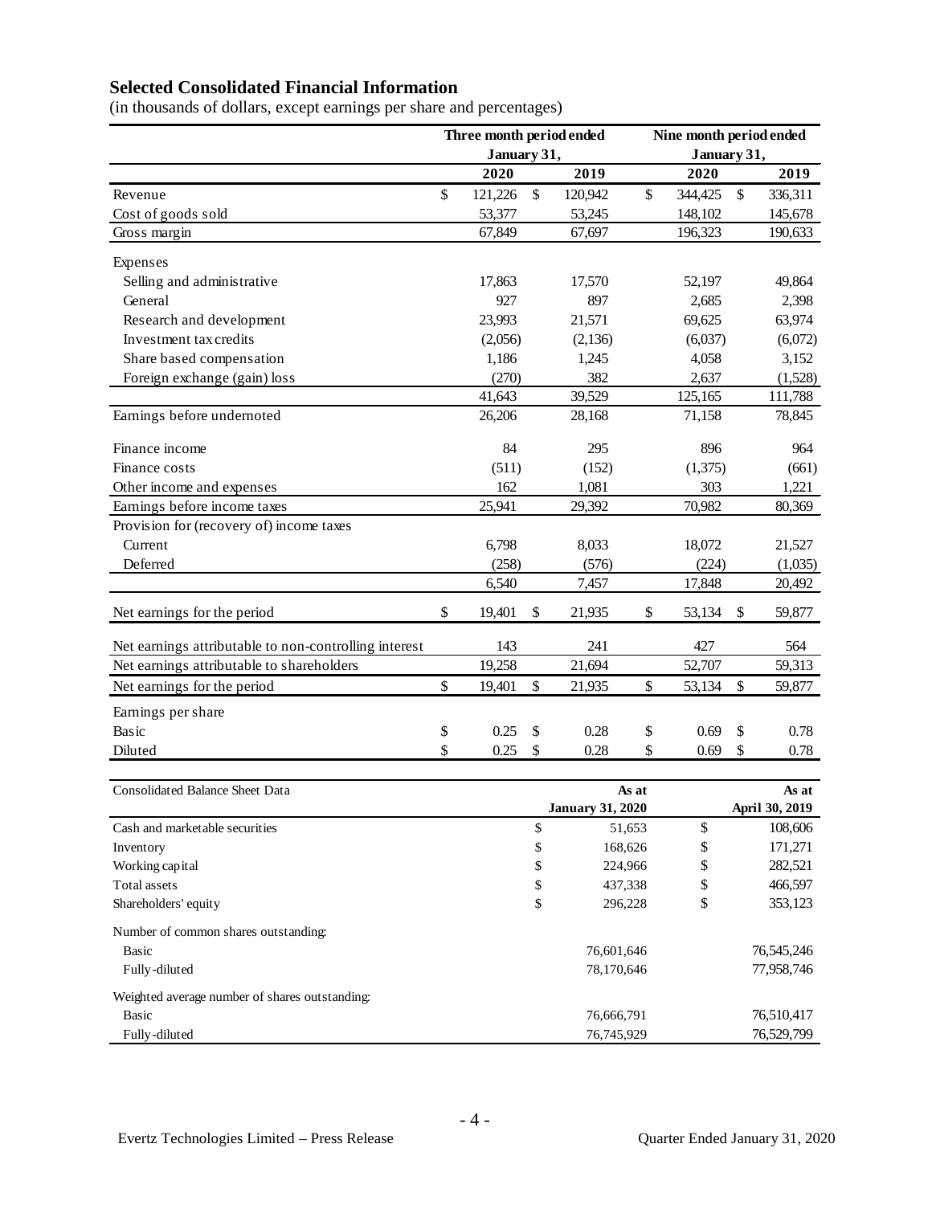## Selected Consolidated Financial Information

(in thousands of dollars, except earnings per share and percentages)

| | Three month period ended January 31, | | Nine month period ended January 31, | |
|---|---|---|---|---|
| | 2020 | 2019 | 2020 | 2019 |
| Revenue | $ 121,226 | $ 120,942 | $ 344,425 | $ 336,311 |
| Cost of goods sold | 53,377 | 53,245 | 148,102 | 145,678 |
| Gross margin | 67,849 | 67,697 | 196,323 | 190,633 |
| Expenses | | | | |
| Selling and administrative | 17,863 | 17,570 | 52,197 | 49,864 |
| General | 927 | 897 | 2,685 | 2,398 |
| Research and development | 23,993 | 21,571 | 69,625 | 63,974 |
| Investment tax credits | (2,056) | (2,136) | (6,037) | (6,072) |
| Share based compensation | 1,186 | 1,245 | 4,058 | 3,152 |
| Foreign exchange (gain) loss | (270) | 382 | 2,637 | (1,528) |
| | 41,643 | 39,529 | 125,165 | 111,788 |
| Earnings before undernoted | 26,206 | 28,168 | 71,158 | 78,845 |
| Finance income | 84 | 295 | 896 | 964 |
| Finance costs | (511) | (152) | (1,375) | (661) |
| Other income and expenses | 162 | 1,081 | 303 | 1,221 |
| Earnings before income taxes | 25,941 | 29,392 | 70,982 | 80,369 |
| Provision for (recovery of) income taxes | | | | |
| Current | 6,798 | 8,033 | 18,072 | 21,527 |
| Deferred | (258) | (576) | (224) | (1,035) |
| | 6,540 | 7,457 | 17,848 | 20,492 |
| Net earnings for the period | $ 19,401 | $ 21,935 | $ 53,134 | $ 59,877 |
| Net earnings attributable to non-controlling interest | 143 | 241 | 427 | 564 |
| Net earnings attributable to shareholders | 19,258 | 21,694 | 52,707 | 59,313 |
| Net earnings for the period | $ 19,401 | $ 21,935 | $ 53,134 | $ 59,877 |
| Earnings per share | | | | |
| Basic | $ 0.25 | $ 0.28 | $ 0.69 | $ 0.78 |
| Diluted | $ 0.25 | $ 0.28 | $ 0.69 | $ 0.78 |

| Consolidated Balance Sheet Data | As at January 31, 2020 | As at April 30, 2019 |
|---|---|---|
| Cash and marketable securities | $ 51,653 | $ 108,606 |
| Inventory | $ 168,626 | $ 171,271 |
| Working capital | $ 224,966 | $ 282,521 |
| Total assets | $ 437,338 | $ 466,597 |
| Shareholders' equity | $ 296,228 | $ 353,123 |
| Number of common shares outstanding: | | |
| Basic | 76,601,646 | 76,545,246 |
| Fully-diluted | 78,170,646 | 77,958,746 |
| Weighted average number of shares outstanding: | | |
| Basic | 76,666,791 | 76,510,417 |
| Fully-diluted | 76,745,929 | 76,529,799 |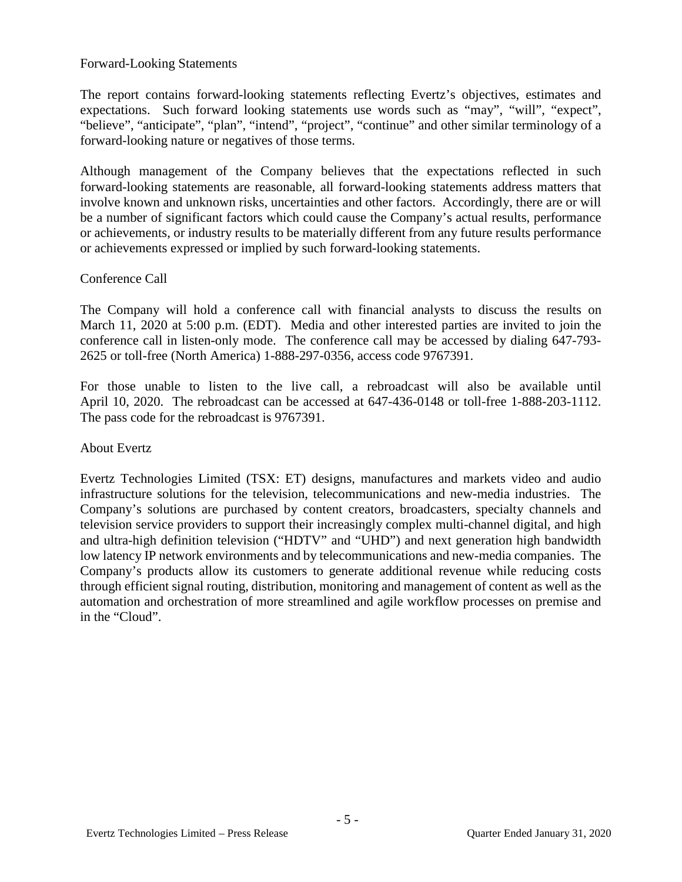## Forward-Looking Statements

The report contains forward-looking statements reflecting Evertz's objectives, estimates and expectations. Such forward looking statements use words such as "may", "will", "expect", "believe", "anticipate", "plan", "intend", "project", "continue" and other similar terminology of a forward-looking nature or negatives of those terms.

Although management of the Company believes that the expectations reflected in such forward-looking statements are reasonable, all forward-looking statements address matters that involve known and unknown risks, uncertainties and other factors. Accordingly, there are or will be a number of significant factors which could cause the Company's actual results, performance or achievements, or industry results to be materially different from any future results performance or achievements expressed or implied by such forward-looking statements.

## Conference Call

The Company will hold a conference call with financial analysts to discuss the results on March 11, 2020 at 5:00 p.m. (EDT). Media and other interested parties are invited to join the conference call in listen-only mode. The conference call may be accessed by dialing 647-793-2625 or toll-free (North America) 1-888-297-0356, access code 9767391.

For those unable to listen to the live call, a rebroadcast will also be available until April 10, 2020. The rebroadcast can be accessed at 647-436-0148 or toll-free 1-888-203-1112. The pass code for the rebroadcast is 9767391.

## About Evertz

Evertz Technologies Limited (TSX: ET) designs, manufactures and markets video and audio infrastructure solutions for the television, telecommunications and new-media industries. The Company's solutions are purchased by content creators, broadcasters, specialty channels and television service providers to support their increasingly complex multi-channel digital, and high and ultra-high definition television ("HDTV" and "UHD") and next generation high bandwidth low latency IP network environments and by telecommunications and new-media companies. The Company's products allow its customers to generate additional revenue while reducing costs through efficient signal routing, distribution, monitoring and management of content as well as the automation and orchestration of more streamlined and agile workflow processes on premise and in the "Cloud".